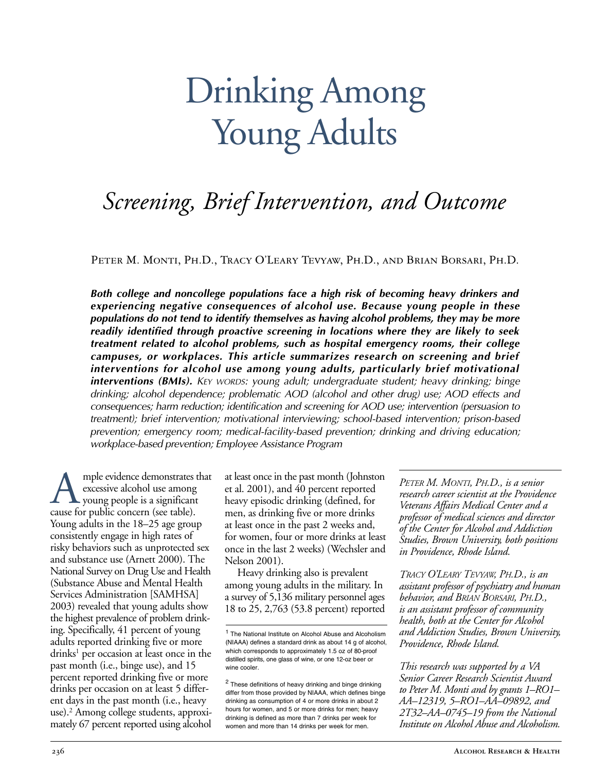# Drinking Among Young Adults

## *Screening, Brief Intervention, and Outcome*

Peter M. Monti, Ph.D., Tracy O'Leary Tevyaw, Ph.D., and Brian Borsari, Ph.D.

***Both college and noncollege populations face a high risk of becoming heavy drinkers and experiencing negative consequences of alcohol use. Because young people in these populations do not tend to identify themselves as having alcohol problems, they may be more readily identified through proactive screening in locations where they are likely to seek treatment related to alcohol problems, such as hospital emergency rooms, their college campuses, or workplaces. This article summarizes research on screening and brief interventions for alcohol use among young adults, particularly brief motivational interventions (BMIs).*** *Key words: young adult; undergraduate student; heavy drinking; binge drinking; alcohol dependence; problematic AOD (alcohol and other drug) use; AOD effects and consequences; harm reduction; identification and screening for AOD use; intervention (persuasion to treatment); brief intervention; motivational interviewing; school-based intervention; prison-based prevention; emergency room; medical-facility-based prevention; drinking and driving education; workplace-based prevention; Employee Assistance Program*

Ample evidence demonstrates that excessive alcohol use among young people is a significant cause for public concern (see table). Young adults in the 18–25 age group consistently engage in high rates of risky behaviors such as unprotected sex and substance use (Arnett 2000). The National Survey on Drug Use and Health (Substance Abuse and Mental Health Services Administration [SAMHSA] 2003) revealed that young adults show the highest prevalence of problem drinking. Specifically, 41 percent of young adults reported drinking five or more drinks[1] per occasion at least once in the past month (i.e., binge use), and 15 percent reported drinking five or more drinks per occasion on at least 5 different days in the past month (i.e., heavy use).[2] Among college students, approximately 67 percent reported using alcohol at least once in the past month (Johnston et al. 2001), and 40 percent reported heavy episodic drinking (defined, for men, as drinking five or more drinks at least once in the past 2 weeks and, for women, four or more drinks at least once in the last 2 weeks) (Wechsler and Nelson 2001).

Heavy drinking also is prevalent among young adults in the military. In a survey of 5,136 military personnel ages 18 to 25, 2,763 (53.8 percent) reported

[1] The National Institute on Alcohol Abuse and Alcoholism (NIAAA) defines a standard drink as about 14 g of alcohol, which corresponds to approximately 1.5 oz of 80-proof distilled spirits, one glass of wine, or one 12-oz beer or wine cooler.

[2] These definitions of heavy drinking and binge drinking differ from those provided by NIAAA, which defines binge drinking as consumption of 4 or more drinks in about 2 hours for women, and 5 or more drinks for men; heavy drinking is defined as more than 7 drinks per week for women and more than 14 drinks per week for men.

*Peter M. Monti, Ph.D., is a senior research career scientist at the Providence Veterans Affairs Medical Center and a professor of medical sciences and director of the Center for Alcohol and Addiction Studies, Brown University, both positions in Providence, Rhode Island.*

*Tracy O'Leary Tevyaw, Ph.D., is an assistant professor of psychiatry and human behavior, and Brian Borsari, Ph.D., is an assistant professor of community health, both at the Center for Alcohol and Addiction Studies, Brown University, Providence, Rhode Island.*

*This research was supported by a VA Senior Career Research Scientist Award to Peter M. Monti and by grants 1–RO1–AA–12319, 5–RO1–AA–09892, and 2T32–AA–0745–19 from the National Institute on Alcohol Abuse and Alcoholism.*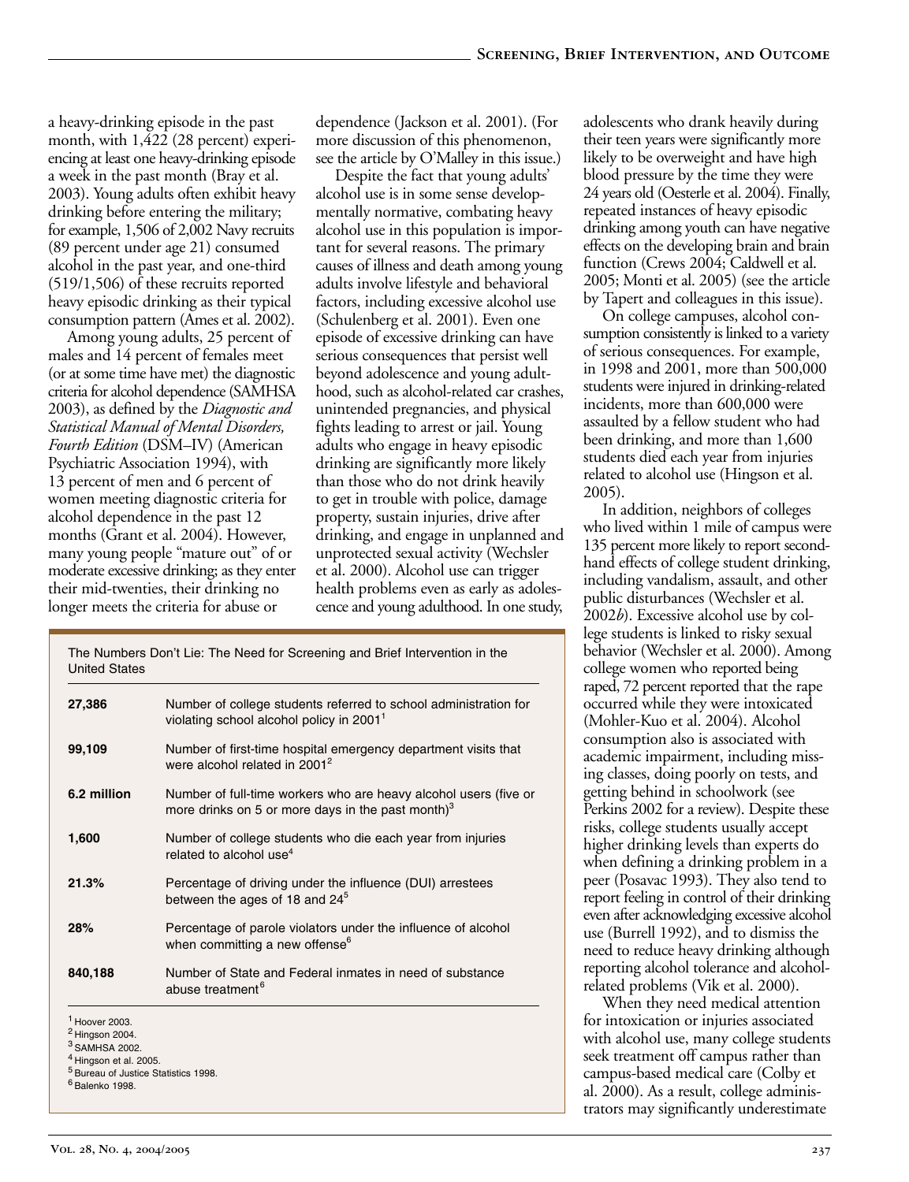a heavy-drinking episode in the past month, with 1,422 (28 percent) experiencing at least one heavy-drinking episode a week in the past month (Bray et al. 2003). Young adults often exhibit heavy drinking before entering the military; for example, 1,506 of 2,002 Navy recruits (89 percent under age 21) consumed alcohol in the past year, and one-third (519/1,506) of these recruits reported heavy episodic drinking as their typical consumption pattern (Ames et al. 2002).

Among young adults, 25 percent of males and 14 percent of females meet (or at some time have met) the diagnostic criteria for alcohol dependence (SAMHSA 2003), as defined by the *Diagnostic and Statistical Manual of Mental Disorders, Fourth Edition* (DSM–IV) (American Psychiatric Association 1994), with 13 percent of men and 6 percent of women meeting diagnostic criteria for alcohol dependence in the past 12 months (Grant et al. 2004). However, many young people "mature out" of or moderate excessive drinking; as they enter their mid-twenties, their drinking no longer meets the criteria for abuse or dependence (Jackson et al. 2001). (For more discussion of this phenomenon, see the article by O'Malley in this issue.)

Despite the fact that young adults' alcohol use is in some sense developmentally normative, combating heavy alcohol use in this population is important for several reasons. The primary causes of illness and death among young adults involve lifestyle and behavioral factors, including excessive alcohol use (Schulenberg et al. 2001). Even one episode of excessive drinking can have serious consequences that persist well beyond adolescence and young adulthood, such as alcohol-related car crashes, unintended pregnancies, and physical fights leading to arrest or jail. Young adults who engage in heavy episodic drinking are significantly more likely than those who do not drink heavily to get in trouble with police, damage property, sustain injuries, drive after drinking, and engage in unplanned and unprotected sexual activity (Wechsler et al. 2000). Alcohol use can trigger health problems even as early as adolescence and young adulthood. In one study, adolescents who drank heavily during their teen years were significantly more likely to be overweight and have high blood pressure by the time they were 24 years old (Oesterle et al. 2004). Finally, repeated instances of heavy episodic drinking among youth can have negative effects on the developing brain and brain function (Crews 2004; Caldwell et al. 2005; Monti et al. 2005) (see the article by Tapert and colleagues in this issue).

On college campuses, alcohol consumption consistently is linked to a variety of serious consequences. For example, in 1998 and 2001, more than 500,000 students were injured in drinking-related incidents, more than 600,000 were assaulted by a fellow student who had been drinking, and more than 1,600 students died each year from injuries related to alcohol use (Hingson et al. 2005).

In addition, neighbors of colleges who lived within 1 mile of campus were 135 percent more likely to report secondhand effects of college student drinking, including vandalism, assault, and other public disturbances (Wechsler et al. 2002*b*). Excessive alcohol use by college students is linked to risky sexual behavior (Wechsler et al. 2000). Among college women who reported being raped, 72 percent reported that the rape occurred while they were intoxicated (Mohler-Kuo et al. 2004). Alcohol consumption also is associated with academic impairment, including missing classes, doing poorly on tests, and getting behind in schoolwork (see Perkins 2002 for a review). Despite these risks, college students usually accept higher drinking levels than experts do when defining a drinking problem in a peer (Posavac 1993). They also tend to report feeling in control of their drinking even after acknowledging excessive alcohol use (Burrell 1992), and to dismiss the need to reduce heavy drinking although reporting alcohol tolerance and alcohol-related problems (Vik et al. 2000).

When they need medical attention for intoxication or injuries associated with alcohol use, many college students seek treatment off campus rather than campus-based medical care (Colby et al. 2000). As a result, college administrators may significantly underestimate

**The Numbers Don't Lie: The Need for Screening and Brief Intervention in the United States**

| | |
|---|---|
| **27,386** | Number of college students referred to school administration for violating school alcohol policy in 2001[1] |
| **99,109** | Number of first-time hospital emergency department visits that were alcohol related in 2001[2] |
| **6.2 million** | Number of full-time workers who are heavy alcohol users (five or more drinks on 5 or more days in the past month)[3] |
| **1,600** | Number of college students who die each year from injuries related to alcohol use[4] |
| **21.3%** | Percentage of driving under the influence (DUI) arrestees between the ages of 18 and 24[5] |
| **28%** | Percentage of parole violators under the influence of alcohol when committing a new offense[6] |
| **840,188** | Number of State and Federal inmates in need of substance abuse treatment[6] |

[1] Hoover 2003.
[2] Hingson 2004.
[3] SAMHSA 2002.
[4] Hingson et al. 2005.
[5] Bureau of Justice Statistics 1998.
[6] Balenko 1998.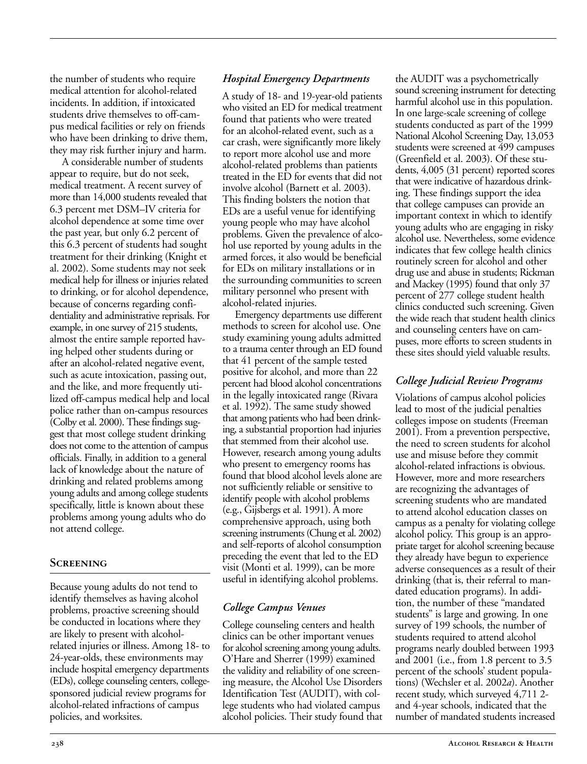the number of students who require medical attention for alcohol-related incidents. In addition, if intoxicated students drive themselves to off-campus medical facilities or rely on friends who have been drinking to drive them, they may risk further injury and harm.

A considerable number of students appear to require, but do not seek, medical treatment. A recent survey of more than 14,000 students revealed that 6.3 percent met DSM–IV criteria for alcohol dependence at some time over the past year, but only 6.2 percent of this 6.3 percent of students had sought treatment for their drinking (Knight et al. 2002). Some students may not seek medical help for illness or injuries related to drinking, or for alcohol dependence, because of concerns regarding confidentiality and administrative reprisals. For example, in one survey of 215 students, almost the entire sample reported having helped other students during or after an alcohol-related negative event, such as acute intoxication, passing out, and the like, and more frequently utilized off-campus medical help and local police rather than on-campus resources (Colby et al. 2000). These findings suggest that most college student drinking does not come to the attention of campus officials. Finally, in addition to a general lack of knowledge about the nature of drinking and related problems among young adults and among college students specifically, little is known about these problems among young adults who do not attend college.

## Screening

Because young adults do not tend to identify themselves as having alcohol problems, proactive screening should be conducted in locations where they are likely to present with alcohol-related injuries or illness. Among 18- to 24-year-olds, these environments may include hospital emergency departments (EDs), college counseling centers, college-sponsored judicial review programs for alcohol-related infractions of campus policies, and worksites.

### *Hospital Emergency Departments*

A study of 18- and 19-year-old patients who visited an ED for medical treatment found that patients who were treated for an alcohol-related event, such as a car crash, were significantly more likely to report more alcohol use and more alcohol-related problems than patients treated in the ED for events that did not involve alcohol (Barnett et al. 2003). This finding bolsters the notion that EDs are a useful venue for identifying young people who may have alcohol problems. Given the prevalence of alcohol use reported by young adults in the armed forces, it also would be beneficial for EDs on military installations or in the surrounding communities to screen military personnel who present with alcohol-related injuries.

Emergency departments use different methods to screen for alcohol use. One study examining young adults admitted to a trauma center through an ED found that 41 percent of the sample tested positive for alcohol, and more than 22 percent had blood alcohol concentrations in the legally intoxicated range (Rivara et al. 1992). The same study showed that among patients who had been drinking, a substantial proportion had injuries that stemmed from their alcohol use. However, research among young adults who present to emergency rooms has found that blood alcohol levels alone are not sufficiently reliable or sensitive to identify people with alcohol problems (e.g., Gijsbergs et al. 1991). A more comprehensive approach, using both screening instruments (Chung et al. 2002) and self-reports of alcohol consumption preceding the event that led to the ED visit (Monti et al. 1999), can be more useful in identifying alcohol problems.

### *College Campus Venues*

College counseling centers and health clinics can be other important venues for alcohol screening among young adults. O'Hare and Sherrer (1999) examined the validity and reliability of one screening measure, the Alcohol Use Disorders Identification Test (AUDIT), with college students who had violated campus alcohol policies. Their study found that the AUDIT was a psychometrically sound screening instrument for detecting harmful alcohol use in this population. In one large-scale screening of college students conducted as part of the 1999 National Alcohol Screening Day, 13,053 students were screened at 499 campuses (Greenfield et al. 2003). Of these students, 4,005 (31 percent) reported scores that were indicative of hazardous drinking. These findings support the idea that college campuses can provide an important context in which to identify young adults who are engaging in risky alcohol use. Nevertheless, some evidence indicates that few college health clinics routinely screen for alcohol and other drug use and abuse in students; Rickman and Mackey (1995) found that only 37 percent of 277 college student health clinics conducted such screening. Given the wide reach that student health clinics and counseling centers have on campuses, more efforts to screen students in these sites should yield valuable results.

### *College Judicial Review Programs*

Violations of campus alcohol policies lead to most of the judicial penalties colleges impose on students (Freeman 2001). From a prevention perspective, the need to screen students for alcohol use and misuse before they commit alcohol-related infractions is obvious. However, more and more researchers are recognizing the advantages of screening students who are mandated to attend alcohol education classes on campus as a penalty for violating college alcohol policy. This group is an appropriate target for alcohol screening because they already have begun to experience adverse consequences as a result of their drinking (that is, their referral to mandated education programs). In addition, the number of these "mandated students" is large and growing. In one survey of 199 schools, the number of students required to attend alcohol programs nearly doubled between 1993 and 2001 (i.e., from 1.8 percent to 3.5 percent of the schools' student populations) (Wechsler et al. 2002*a*). Another recent study, which surveyed 4,711 2- and 4-year schools, indicated that the number of mandated students increased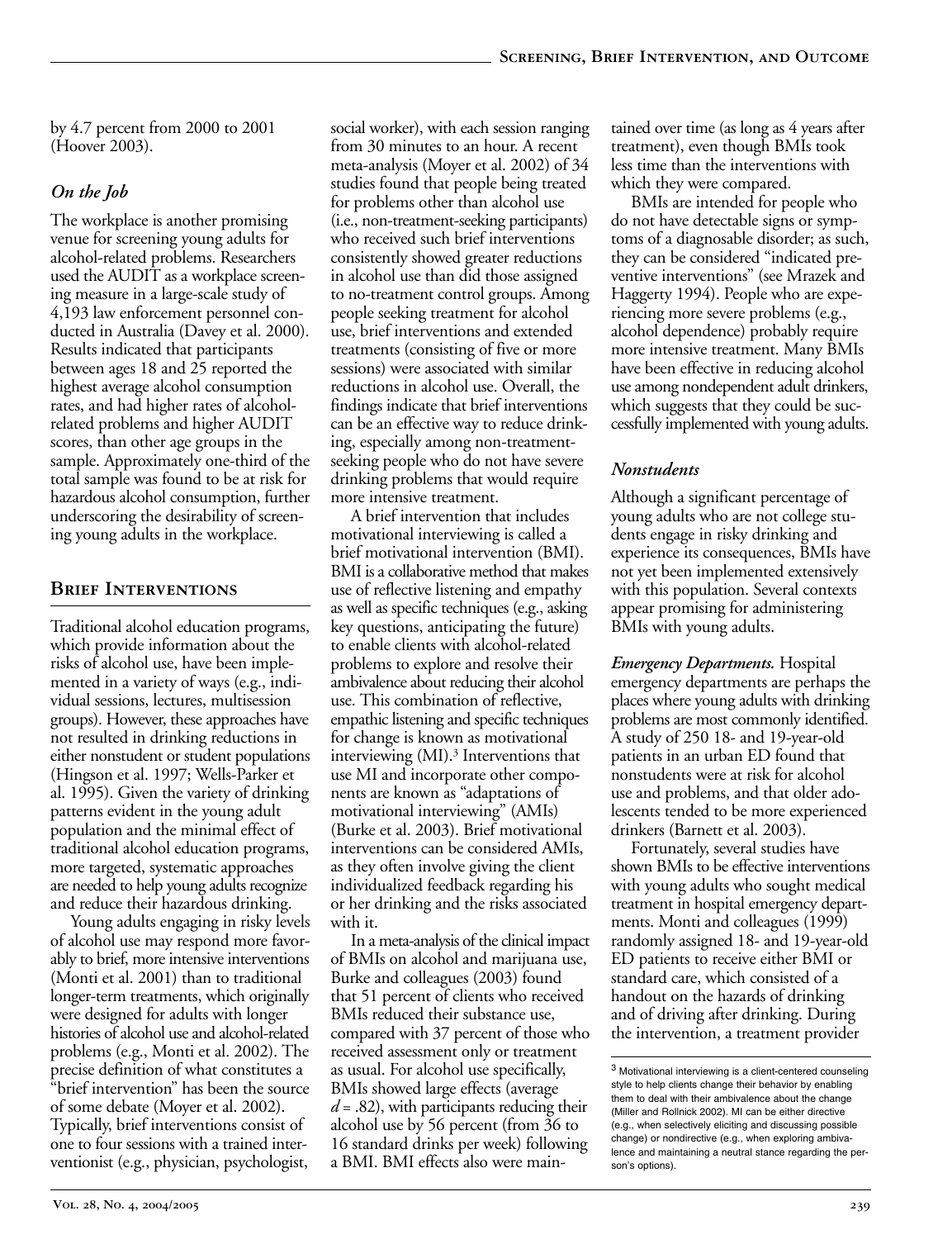by 4.7 percent from 2000 to 2001 (Hoover 2003).

### *On the Job*

The workplace is another promising venue for screening young adults for alcohol-related problems. Researchers used the AUDIT as a workplace screening measure in a large-scale study of 4,193 law enforcement personnel conducted in Australia (Davey et al. 2000). Results indicated that participants between ages 18 and 25 reported the highest average alcohol consumption rates, and had higher rates of alcohol-related problems and higher AUDIT scores, than other age groups in the sample. Approximately one-third of the total sample was found to be at risk for hazardous alcohol consumption, further underscoring the desirability of screening young adults in the workplace.

## Brief Interventions

Traditional alcohol education programs, which provide information about the risks of alcohol use, have been implemented in a variety of ways (e.g., individual sessions, lectures, multisession groups). However, these approaches have not resulted in drinking reductions in either nonstudent or student populations (Hingson et al. 1997; Wells-Parker et al. 1995). Given the variety of drinking patterns evident in the young adult population and the minimal effect of traditional alcohol education programs, more targeted, systematic approaches are needed to help young adults recognize and reduce their hazardous drinking.

Young adults engaging in risky levels of alcohol use may respond more favorably to brief, more intensive interventions (Monti et al. 2001) than to traditional longer-term treatments, which originally were designed for adults with longer histories of alcohol use and alcohol-related problems (e.g., Monti et al. 2002). The precise definition of what constitutes a "brief intervention" has been the source of some debate (Moyer et al. 2002). Typically, brief interventions consist of one to four sessions with a trained interventionist (e.g., physician, psychologist, social worker), with each session ranging from 30 minutes to an hour. A recent meta-analysis (Moyer et al. 2002) of 34 studies found that people being treated for problems other than alcohol use (i.e., non-treatment-seeking participants) who received such brief interventions consistently showed greater reductions in alcohol use than did those assigned to no-treatment control groups. Among people seeking treatment for alcohol use, brief interventions and extended treatments (consisting of five or more sessions) were associated with similar reductions in alcohol use. Overall, the findings indicate that brief interventions can be an effective way to reduce drinking, especially among non-treatment-seeking people who do not have severe drinking problems that would require more intensive treatment.

A brief intervention that includes motivational interviewing is called a brief motivational intervention (BMI). BMI is a collaborative method that makes use of reflective listening and empathy as well as specific techniques (e.g., asking key questions, anticipating the future) to enable clients with alcohol-related problems to explore and resolve their ambivalence about reducing their alcohol use. This combination of reflective, empathic listening and specific techniques for change is known as motivational interviewing (MI).[3] Interventions that use MI and incorporate other components are known as "adaptations of motivational interviewing" (AMIs) (Burke et al. 2003). Brief motivational interventions can be considered AMIs, as they often involve giving the client individualized feedback regarding his or her drinking and the risks associated with it.

In a meta-analysis of the clinical impact of BMIs on alcohol and marijuana use, Burke and colleagues (2003) found that 51 percent of clients who received BMIs reduced their substance use, compared with 37 percent of those who received assessment only or treatment as usual. For alcohol use specifically, BMIs showed large effects (average $d = .82$), with participants reducing their alcohol use by 56 percent (from 36 to 16 standard drinks per week) following a BMI. BMI effects also were maintained over time (as long as 4 years after treatment), even though BMIs took less time than the interventions with which they were compared.

BMIs are intended for people who do not have detectable signs or symptoms of a diagnosable disorder; as such, they can be considered "indicated preventive interventions" (see Mrazek and Haggerty 1994). People who are experiencing more severe problems (e.g., alcohol dependence) probably require more intensive treatment. Many BMIs have been effective in reducing alcohol use among nondependent adult drinkers, which suggests that they could be successfully implemented with young adults.

### *Nonstudents*

Although a significant percentage of young adults who are not college students engage in risky drinking and experience its consequences, BMIs have not yet been implemented extensively with this population. Several contexts appear promising for administering BMIs with young adults.

***Emergency Departments.*** Hospital emergency departments are perhaps the places where young adults with drinking problems are most commonly identified. A study of 250 18- and 19-year-old patients in an urban ED found that nonstudents were at risk for alcohol use and problems, and that older adolescents tended to be more experienced drinkers (Barnett et al. 2003).

Fortunately, several studies have shown BMIs to be effective interventions with young adults who sought medical treatment in hospital emergency departments. Monti and colleagues (1999) randomly assigned 18- and 19-year-old ED patients to receive either BMI or standard care, which consisted of a handout on the hazards of drinking and of driving after drinking. During the intervention, a treatment provider

[3] Motivational interviewing is a client-centered counseling style to help clients change their behavior by enabling them to deal with their ambivalence about the change (Miller and Rollnick 2002). MI can be either directive (e.g., when selectively eliciting and discussing possible change) or nondirective (e.g., when exploring ambivalence and maintaining a neutral stance regarding the person's options).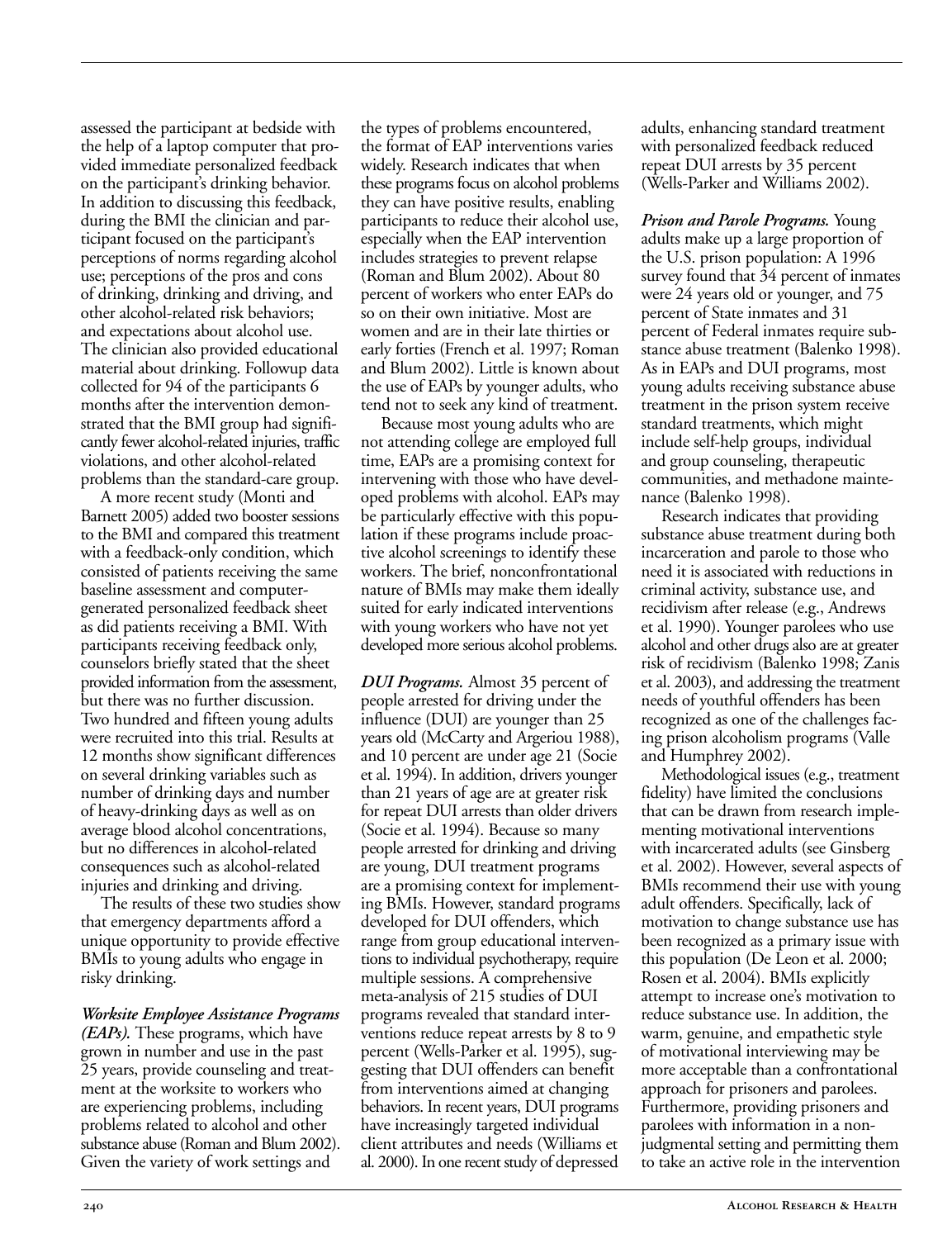assessed the participant at bedside with the help of a laptop computer that provided immediate personalized feedback on the participant's drinking behavior. In addition to discussing this feedback, during the BMI the clinician and participant focused on the participant's perceptions of norms regarding alcohol use; perceptions of the pros and cons of drinking, drinking and driving, and other alcohol-related risk behaviors; and expectations about alcohol use. The clinician also provided educational material about drinking. Followup data collected for 94 of the participants 6 months after the intervention demonstrated that the BMI group had significantly fewer alcohol-related injuries, traffic violations, and other alcohol-related problems than the standard-care group.

A more recent study (Monti and Barnett 2005) added two booster sessions to the BMI and compared this treatment with a feedback-only condition, which consisted of patients receiving the same baseline assessment and computer-generated personalized feedback sheet as did patients receiving a BMI. With participants receiving feedback only, counselors briefly stated that the sheet provided information from the assessment, but there was no further discussion. Two hundred and fifteen young adults were recruited into this trial. Results at 12 months show significant differences on several drinking variables such as number of drinking days and number of heavy-drinking days as well as on average blood alcohol concentrations, but no differences in alcohol-related consequences such as alcohol-related injuries and drinking and driving.

The results of these two studies show that emergency departments afford a unique opportunity to provide effective BMIs to young adults who engage in risky drinking.

***Worksite Employee Assistance Programs (EAPs).*** These programs, which have grown in number and use in the past 25 years, provide counseling and treatment at the worksite to workers who are experiencing problems, including problems related to alcohol and other substance abuse (Roman and Blum 2002). Given the variety of work settings and the types of problems encountered, the format of EAP interventions varies widely. Research indicates that when these programs focus on alcohol problems they can have positive results, enabling participants to reduce their alcohol use, especially when the EAP intervention includes strategies to prevent relapse (Roman and Blum 2002). About 80 percent of workers who enter EAPs do so on their own initiative. Most are women and are in their late thirties or early forties (French et al. 1997; Roman and Blum 2002). Little is known about the use of EAPs by younger adults, who tend not to seek any kind of treatment.

Because most young adults who are not attending college are employed full time, EAPs are a promising context for intervening with those who have developed problems with alcohol. EAPs may be particularly effective with this population if these programs include proactive alcohol screenings to identify these workers. The brief, nonconfrontational nature of BMIs may make them ideally suited for early indicated interventions with young workers who have not yet developed more serious alcohol problems.

***DUI Programs.*** Almost 35 percent of people arrested for driving under the influence (DUI) are younger than 25 years old (McCarty and Argeriou 1988), and 10 percent are under age 21 (Socie et al. 1994). In addition, drivers younger than 21 years of age are at greater risk for repeat DUI arrests than older drivers (Socie et al. 1994). Because so many people arrested for drinking and driving are young, DUI treatment programs are a promising context for implementing BMIs. However, standard programs developed for DUI offenders, which range from group educational interventions to individual psychotherapy, require multiple sessions. A comprehensive meta-analysis of 215 studies of DUI programs revealed that standard interventions reduce repeat arrests by 8 to 9 percent (Wells-Parker et al. 1995), suggesting that DUI offenders can benefit from interventions aimed at changing behaviors. In recent years, DUI programs have increasingly targeted individual client attributes and needs (Williams et al. 2000). In one recent study of depressed adults, enhancing standard treatment with personalized feedback reduced repeat DUI arrests by 35 percent (Wells-Parker and Williams 2002).

***Prison and Parole Programs.*** Young adults make up a large proportion of the U.S. prison population: A 1996 survey found that 34 percent of inmates were 24 years old or younger, and 75 percent of State inmates and 31 percent of Federal inmates require substance abuse treatment (Balenko 1998). As in EAPs and DUI programs, most young adults receiving substance abuse treatment in the prison system receive standard treatments, which might include self-help groups, individual and group counseling, therapeutic communities, and methadone maintenance (Balenko 1998).

Research indicates that providing substance abuse treatment during both incarceration and parole to those who need it is associated with reductions in criminal activity, substance use, and recidivism after release (e.g., Andrews et al. 1990). Younger parolees who use alcohol and other drugs also are at greater risk of recidivism (Balenko 1998; Zanis et al. 2003), and addressing the treatment needs of youthful offenders has been recognized as one of the challenges facing prison alcoholism programs (Valle and Humphrey 2002).

Methodological issues (e.g., treatment fidelity) have limited the conclusions that can be drawn from research implementing motivational interventions with incarcerated adults (see Ginsberg et al. 2002). However, several aspects of BMIs recommend their use with young adult offenders. Specifically, lack of motivation to change substance use has been recognized as a primary issue with this population (De Leon et al. 2000; Rosen et al. 2004). BMIs explicitly attempt to increase one's motivation to reduce substance use. In addition, the warm, genuine, and empathetic style of motivational interviewing may be more acceptable than a confrontational approach for prisoners and parolees. Furthermore, providing prisoners and parolees with information in a nonjudgmental setting and permitting them to take an active role in the intervention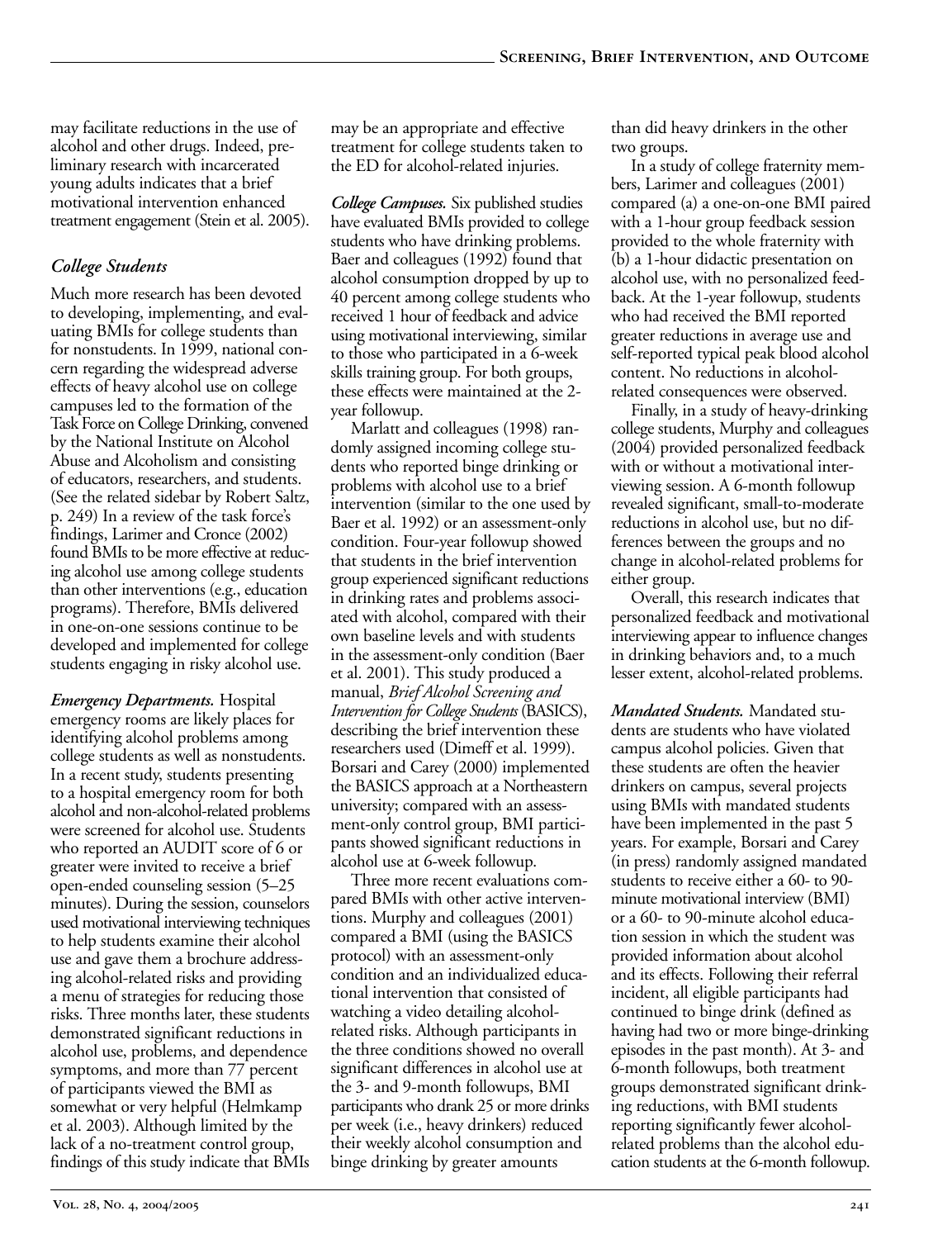may facilitate reductions in the use of alcohol and other drugs. Indeed, preliminary research with incarcerated young adults indicates that a brief motivational intervention enhanced treatment engagement (Stein et al. 2005).

## *College Students*

Much more research has been devoted to developing, implementing, and evaluating BMIs for college students than for nonstudents. In 1999, national concern regarding the widespread adverse effects of heavy alcohol use on college campuses led to the formation of the Task Force on College Drinking, convened by the National Institute on Alcohol Abuse and Alcoholism and consisting of educators, researchers, and students. (See the related sidebar by Robert Saltz, p. 249) In a review of the task force's findings, Larimer and Cronce (2002) found BMIs to be more effective at reducing alcohol use among college students than other interventions (e.g., education programs). Therefore, BMIs delivered in one-on-one sessions continue to be developed and implemented for college students engaging in risky alcohol use.

***Emergency Departments.*** Hospital emergency rooms are likely places for identifying alcohol problems among college students as well as nonstudents. In a recent study, students presenting to a hospital emergency room for both alcohol and non-alcohol-related problems were screened for alcohol use. Students who reported an AUDIT score of 6 or greater were invited to receive a brief open-ended counseling session (5–25 minutes). During the session, counselors used motivational interviewing techniques to help students examine their alcohol use and gave them a brochure addressing alcohol-related risks and providing a menu of strategies for reducing those risks. Three months later, these students demonstrated significant reductions in alcohol use, problems, and dependence symptoms, and more than 77 percent of participants viewed the BMI as somewhat or very helpful (Helmkamp et al. 2003). Although limited by the lack of a no-treatment control group, findings of this study indicate that BMIs may be an appropriate and effective treatment for college students taken to the ED for alcohol-related injuries.

***College Campuses.*** Six published studies have evaluated BMIs provided to college students who have drinking problems. Baer and colleagues (1992) found that alcohol consumption dropped by up to 40 percent among college students who received 1 hour of feedback and advice using motivational interviewing, similar to those who participated in a 6-week skills training group. For both groups, these effects were maintained at the 2-year followup.

Marlatt and colleagues (1998) randomly assigned incoming college students who reported binge drinking or problems with alcohol use to a brief intervention (similar to the one used by Baer et al. 1992) or an assessment-only condition. Four-year followup showed that students in the brief intervention group experienced significant reductions in drinking rates and problems associated with alcohol, compared with their own baseline levels and with students in the assessment-only condition (Baer et al. 2001). This study produced a manual, *Brief Alcohol Screening and Intervention for College Students* (BASICS), describing the brief intervention these researchers used (Dimeff et al. 1999). Borsari and Carey (2000) implemented the BASICS approach at a Northeastern university; compared with an assessment-only control group, BMI participants showed significant reductions in alcohol use at 6-week followup.

Three more recent evaluations compared BMIs with other active interventions. Murphy and colleagues (2001) compared a BMI (using the BASICS protocol) with an assessment-only condition and an individualized educational intervention that consisted of watching a video detailing alcohol-related risks. Although participants in the three conditions showed no overall significant differences in alcohol use at the 3- and 9-month followups, BMI participants who drank 25 or more drinks per week (i.e., heavy drinkers) reduced their weekly alcohol consumption and binge drinking by greater amounts than did heavy drinkers in the other two groups.

In a study of college fraternity members, Larimer and colleagues (2001) compared (a) a one-on-one BMI paired with a 1-hour group feedback session provided to the whole fraternity with (b) a 1-hour didactic presentation on alcohol use, with no personalized feedback. At the 1-year followup, students who had received the BMI reported greater reductions in average use and self-reported typical peak blood alcohol content. No reductions in alcohol-related consequences were observed.

Finally, in a study of heavy-drinking college students, Murphy and colleagues (2004) provided personalized feedback with or without a motivational interviewing session. A 6-month followup revealed significant, small-to-moderate reductions in alcohol use, but no differences between the groups and no change in alcohol-related problems for either group.

Overall, this research indicates that personalized feedback and motivational interviewing appear to influence changes in drinking behaviors and, to a much lesser extent, alcohol-related problems.

***Mandated Students.*** Mandated students are students who have violated campus alcohol policies. Given that these students are often the heavier drinkers on campus, several projects using BMIs with mandated students have been implemented in the past 5 years. For example, Borsari and Carey (in press) randomly assigned mandated students to receive either a 60- to 90-minute motivational interview (BMI) or a 60- to 90-minute alcohol education session in which the student was provided information about alcohol and its effects. Following their referral incident, all eligible participants had continued to binge drink (defined as having had two or more binge-drinking episodes in the past month). At 3- and 6-month followups, both treatment groups demonstrated significant drinking reductions, with BMI students reporting significantly fewer alcohol-related problems than the alcohol education students at the 6-month followup.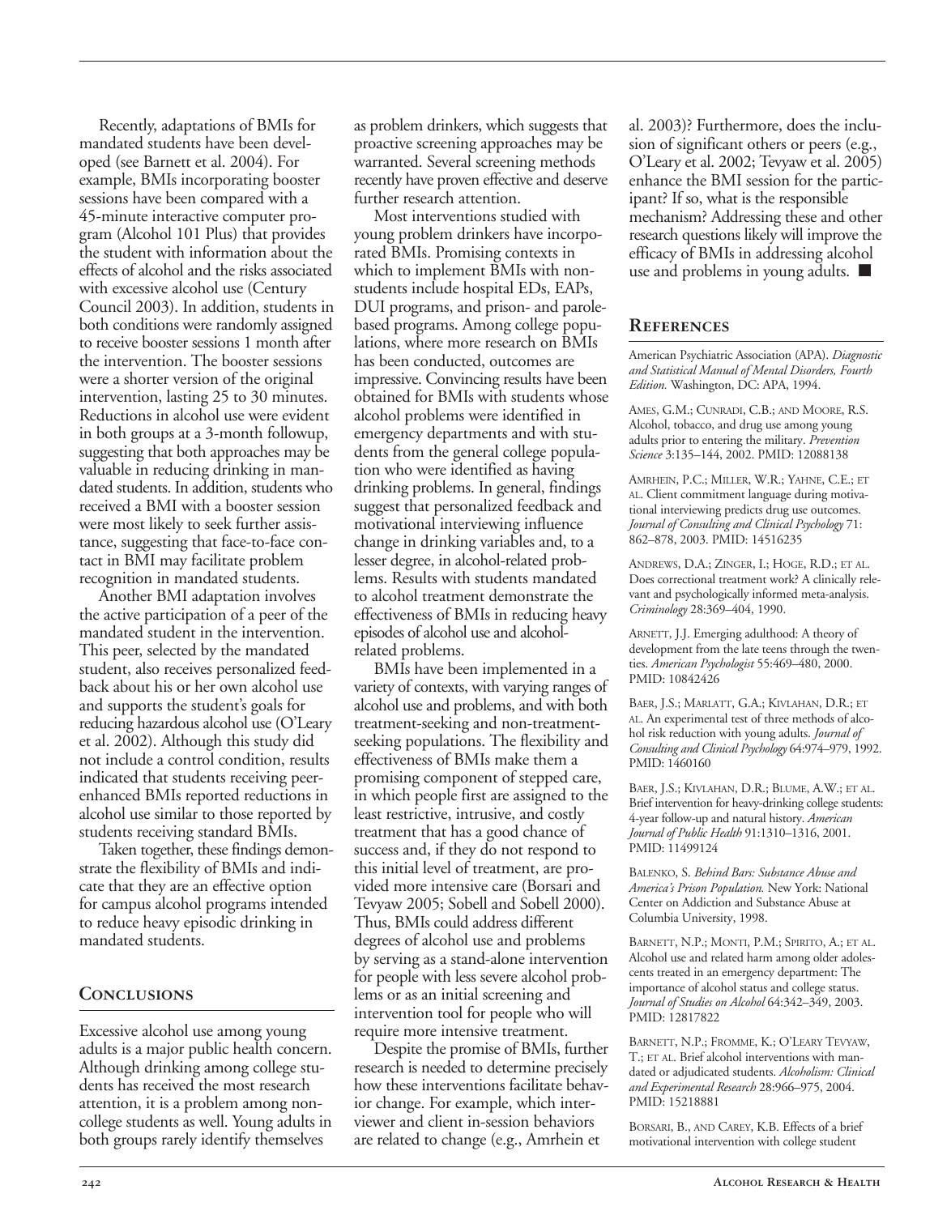Recently, adaptations of BMIs for mandated students have been developed (see Barnett et al. 2004). For example, BMIs incorporating booster sessions have been compared with a 45-minute interactive computer program (Alcohol 101 Plus) that provides the student with information about the effects of alcohol and the risks associated with excessive alcohol use (Century Council 2003). In addition, students in both conditions were randomly assigned to receive booster sessions 1 month after the intervention. The booster sessions were a shorter version of the original intervention, lasting 25 to 30 minutes. Reductions in alcohol use were evident in both groups at a 3-month followup, suggesting that both approaches may be valuable in reducing drinking in mandated students. In addition, students who received a BMI with a booster session were most likely to seek further assistance, suggesting that face-to-face contact in BMI may facilitate problem recognition in mandated students.

Another BMI adaptation involves the active participation of a peer of the mandated student in the intervention. This peer, selected by the mandated student, also receives personalized feedback about his or her own alcohol use and supports the student's goals for reducing hazardous alcohol use (O'Leary et al. 2002). Although this study did not include a control condition, results indicated that students receiving peer-enhanced BMIs reported reductions in alcohol use similar to those reported by students receiving standard BMIs.

Taken together, these findings demonstrate the flexibility of BMIs and indicate that they are an effective option for campus alcohol programs intended to reduce heavy episodic drinking in mandated students.

## Conclusions

Excessive alcohol use among young adults is a major public health concern. Although drinking among college students has received the most research attention, it is a problem among noncollege students as well. Young adults in both groups rarely identify themselves as problem drinkers, which suggests that proactive screening approaches may be warranted. Several screening methods recently have proven effective and deserve further research attention.

Most interventions studied with young problem drinkers have incorporated BMIs. Promising contexts in which to implement BMIs with nonstudents include hospital EDs, EAPs, DUI programs, and prison- and parole-based programs. Among college populations, where more research on BMIs has been conducted, outcomes are impressive. Convincing results have been obtained for BMIs with students whose alcohol problems were identified in emergency departments and with students from the general college population who were identified as having drinking problems. In general, findings suggest that personalized feedback and motivational interviewing influence change in drinking variables and, to a lesser degree, in alcohol-related problems. Results with students mandated to alcohol treatment demonstrate the effectiveness of BMIs in reducing heavy episodes of alcohol use and alcohol-related problems.

BMIs have been implemented in a variety of contexts, with varying ranges of alcohol use and problems, and with both treatment-seeking and non-treatment-seeking populations. The flexibility and effectiveness of BMIs make them a promising component of stepped care, in which people first are assigned to the least restrictive, intrusive, and costly treatment that has a good chance of success and, if they do not respond to this initial level of treatment, are provided more intensive care (Borsari and Tevyaw 2005; Sobell and Sobell 2000). Thus, BMIs could address different degrees of alcohol use and problems by serving as a stand-alone intervention for people with less severe alcohol problems or as an initial screening and intervention tool for people who will require more intensive treatment.

Despite the promise of BMIs, further research is needed to determine precisely how these interventions facilitate behavior change. For example, which interviewer and client in-session behaviors are related to change (e.g., Amrhein et al. 2003)? Furthermore, does the inclusion of significant others or peers (e.g., O'Leary et al. 2002; Tevyaw et al. 2005) enhance the BMI session for the participant? If so, what is the responsible mechanism? Addressing these and other research questions likely will improve the efficacy of BMIs in addressing alcohol use and problems in young adults. ■

## References

American Psychiatric Association (APA). *Diagnostic and Statistical Manual of Mental Disorders, Fourth Edition.* Washington, DC: APA, 1994.

Ames, G.M.; Cunradi, C.B.; and Moore, R.S. Alcohol, tobacco, and drug use among young adults prior to entering the military. *Prevention Science* 3:135–144, 2002. PMID: 12088138

Amrhein, P.C.; Miller, W.R.; Yahne, C.E.; et al. Client commitment language during motivational interviewing predicts drug use outcomes. *Journal of Consulting and Clinical Psychology* 71: 862–878, 2003. PMID: 14516235

Andrews, D.A.; Zinger, I.; Hoge, R.D.; et al. Does correctional treatment work? A clinically relevant and psychologically informed meta-analysis. *Criminology* 28:369–404, 1990.

Arnett, J.J. Emerging adulthood: A theory of development from the late teens through the twenties. *American Psychologist* 55:469–480, 2000. PMID: 10842426

Baer, J.S.; Marlatt, G.A.; Kivlahan, D.R.; et al. An experimental test of three methods of alcohol risk reduction with young adults. *Journal of Consulting and Clinical Psychology* 64:974–979, 1992. PMID: 1460160

Baer, J.S.; Kivlahan, D.R.; Blume, A.W.; et al. Brief intervention for heavy-drinking college students: 4-year follow-up and natural history. *American Journal of Public Health* 91:1310–1316, 2001. PMID: 11499124

Balenko, S. *Behind Bars: Substance Abuse and America's Prison Population.* New York: National Center on Addiction and Substance Abuse at Columbia University, 1998.

Barnett, N.P.; Monti, P.M.; Spirito, A.; et al. Alcohol use and related harm among older adolescents treated in an emergency department: The importance of alcohol status and college status. *Journal of Studies on Alcohol* 64:342–349, 2003. PMID: 12817822

Barnett, N.P.; Fromme, K.; O'Leary Tevyaw, T.; et al. Brief alcohol interventions with mandated or adjudicated students. *Alcoholism: Clinical and Experimental Research* 28:966–975, 2004. PMID: 15218881

Borsari, B., and Carey, K.B. Effects of a brief motivational intervention with college student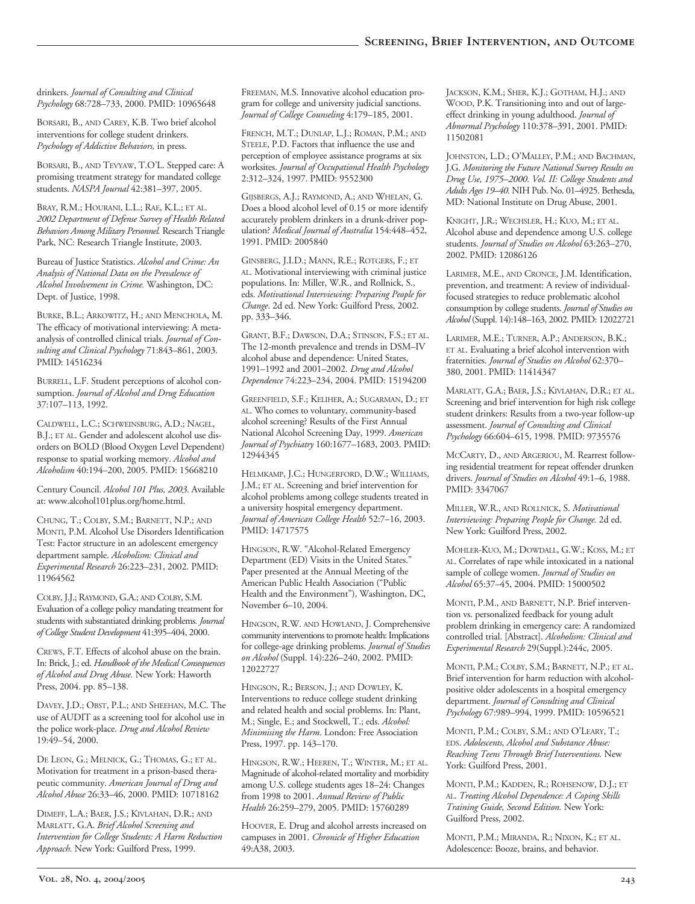drinkers. *Journal of Consulting and Clinical Psychology* 68:728–733, 2000. PMID: 10965648

BORSARI, B., AND CAREY, K.B. Two brief alcohol interventions for college student drinkers. *Psychology of Addictive Behaviors,* in press.

BORSARI, B., AND TEVYAW, T.O'L. Stepped care: A promising treatment strategy for mandated college students. *NASPA Journal* 42:381–397, 2005.

BRAY, R.M.; HOURANI, L.L.; RAE, K.L.; ET AL. *2002 Department of Defense Survey of Health Related Behaviors Among Military Personnel.* Research Triangle Park, NC: Research Triangle Institute, 2003.

Bureau of Justice Statistics. *Alcohol and Crime: An Analysis of National Data on the Prevalence of Alcohol Involvement in Crime.* Washington, DC: Dept. of Justice, 1998.

BURKE, B.L.; ARKOWITZ, H.; AND MENCHOLA, M. The efficacy of motivational interviewing: A meta-analysis of controlled clinical trials. *Journal of Consulting and Clinical Psychology* 71:843–861, 2003. PMID: 14516234

BURRELL, L.F. Student perceptions of alcohol consumption. *Journal of Alcohol and Drug Education* 37:107–113, 1992.

CALDWELL, L.C.; SCHWEINSBURG, A.D.; NAGEL, B.J.; ET AL. Gender and adolescent alcohol use disorders on BOLD (Blood Oxygen Level Dependent) response to spatial working memory. *Alcohol and Alcoholism* 40:194–200, 2005. PMID: 15668210

Century Council. *Alcohol 101 Plus, 2003*. Available at: www.alcohol101plus.org/home.html.

CHUNG, T.; COLBY, S.M.; BARNETT, N.P.; AND MONTI, P.M. Alcohol Use Disorders Identification Test: Factor structure in an adolescent emergency department sample. *Alcoholism: Clinical and Experimental Research* 26:223–231, 2002. PMID: 11964562

COLBY, J.J.; RAYMOND, G.A.; AND COLBY, S.M. Evaluation of a college policy mandating treatment for students with substantiated drinking problems. *Journal of College Student Development* 41:395–404, 2000.

CREWS, F.T. Effects of alcohol abuse on the brain. In: Brick, J.; ed. *Handbook of the Medical Consequences of Alcohol and Drug Abuse.* New York: Haworth Press, 2004. pp. 85–138.

DAVEY, J.D.; OBST, P.L.; AND SHEEHAN, M.C. The use of AUDIT as a screening tool for alcohol use in the police work-place. *Drug and Alcohol Review* 19:49–54, 2000.

DE LEON, G.; MELNICK, G.; THOMAS, G.; ET AL. Motivation for treatment in a prison-based therapeutic community. *American Journal of Drug and Alcohol Abuse* 26:33–46, 2000. PMID: 10718162

DIMEFF, L.A.; BAER, J.S.; KIVLAHAN, D.R.; AND MARLATT, G.A. *Brief Alcohol Screening and Intervention for College Students: A Harm Reduction Approach.* New York: Guilford Press, 1999.

FREEMAN, M.S. Innovative alcohol education program for college and university judicial sanctions. *Journal of College Counseling* 4:179–185, 2001.

FRENCH, M.T.; DUNLAP, L.J.; ROMAN, P.M.; AND STEELE, P.D. Factors that influence the use and perception of employee assistance programs at six worksites. *Journal of Occupational Health Psychology* 2:312–324, 1997. PMID: 9552300

GIJSBERGS, A.J.; RAYMOND, A.; AND WHELAN, G. Does a blood alcohol level of 0.15 or more identify accurately problem drinkers in a drunk-driver population? *Medical Journal of Australia* 154:448–452, 1991. PMID: 2005840

GINSBERG, J.I.D.; MANN, R.E.; ROTGERS, F.; ET AL. Motivational interviewing with criminal justice populations. In: Miller, W.R., and Rollnick, S., eds. *Motivational Interviewing: Preparing People for Change*. 2d ed. New York: Guilford Press, 2002. pp. 333–346.

GRANT, B.F.; DAWSON, D.A.; STINSON, F.S.; ET AL. The 12-month prevalence and trends in DSM–IV alcohol abuse and dependence: United States, 1991–1992 and 2001–2002. *Drug and Alcohol Dependence* 74:223–234, 2004. PMID: 15194200

GREENFIELD, S.F.; KELIHER, A.; SUGARMAN, D.; ET AL. Who comes to voluntary, community-based alcohol screening? Results of the First Annual National Alcohol Screening Day, 1999. *American Journal of Psychiatry* 160:1677–1683, 2003. PMID: 12944345

HELMKAMP, J.C.; HUNGERFORD, D.W.; WILLIAMS, J.M.; ET AL. Screening and brief intervention for alcohol problems among college students treated in a university hospital emergency department. *Journal of American College Health* 52:7–16, 2003. PMID: 14717575

HINGSON, R.W. "Alcohol-Related Emergency Department (ED) Visits in the United States." Paper presented at the Annual Meeting of the American Public Health Association ("Public Health and the Environment"), Washington, DC, November 6–10, 2004.

HINGSON, R.W. AND HOWLAND, J. Comprehensive community interventions to promote health: Implications for college-age drinking problems. *Journal of Studies on Alcohol* (Suppl. 14):226–240, 2002. PMID: 12022727

HINGSON, R.; BERSON, J.; AND DOWLEY, K. Interventions to reduce college student drinking and related health and social problems. In: Plant, M.; Single, E.; and Stockwell, T.; eds. *Alcohol: Minimising the Harm*. London: Free Association Press, 1997. pp. 143–170.

HINGSON, R.W.; HEEREN, T.; WINTER, M.; ET AL. Magnitude of alcohol-related mortality and morbidity among U.S. college students ages 18–24: Changes from 1998 to 2001. *Annual Review of Public Health* 26:259–279, 2005. PMID: 15760289

HOOVER, E. Drug and alcohol arrests increased on campuses in 2001. *Chronicle of Higher Education* 49:A38, 2003.

JACKSON, K.M.; SHER, K.J.; GOTHAM, H.J.; AND WOOD, P.K. Transitioning into and out of large-effect drinking in young adulthood. *Journal of Abnormal Psychology* 110:378–391, 2001. PMID: 11502081

JOHNSTON, L.D.; O'MALLEY, P.M.; AND BACHMAN, J.G. *Monitoring the Future National Survey Results on Drug Use, 1975–2000. Vol. II: College Students and Adults Ages 19–40.* NIH Pub. No. 01–4925. Bethesda, MD: National Institute on Drug Abuse, 2001.

KNIGHT, J.R.; WECHSLER, H.; KUO, M.; ET AL. Alcohol abuse and dependence among U.S. college students. *Journal of Studies on Alcohol* 63:263–270, 2002. PMID: 12086126

LARIMER, M.E., AND CRONCE, J.M. Identification, prevention, and treatment: A review of individual-focused strategies to reduce problematic alcohol consumption by college students. *Journal of Studies on Alcohol* (Suppl. 14):148–163, 2002. PMID: 12022721

LARIMER, M.E.; TURNER, A.P.; ANDERSON, B.K.; ET AL. Evaluating a brief alcohol intervention with fraternities. *Journal of Studies on Alcohol* 62:370–380, 2001. PMID: 11414347

MARLATT, G.A.; BAER, J.S.; KIVLAHAN, D.R.; ET AL. Screening and brief intervention for high risk college student drinkers: Results from a two-year follow-up assessment. *Journal of Consulting and Clinical Psychology* 66:604–615, 1998. PMID: 9735576

MCCARTY, D., AND ARGERIOU, M. Rearrest following residential treatment for repeat offender drunken drivers. *Journal of Studies on Alcohol* 49:1–6, 1988. PMID: 3347067

MILLER, W.R., AND ROLLNICK, S. *Motivational Interviewing: Preparing People for Change.* 2d ed. New York: Guilford Press, 2002.

MOHLER-KUO, M.; DOWDALL, G.W.; KOSS, M.; ET AL. Correlates of rape while intoxicated in a national sample of college women. *Journal of Studies on Alcohol* 65:37–45, 2004. PMID: 15000502

MONTI, P.M., AND BARNETT, N.P. Brief intervention vs. personalized feedback for young adult problem drinking in emergency care: A randomized controlled trial. [Abstract]. *Alcoholism: Clinical and Experimental Research* 29(Suppl.):244c, 2005.

MONTI, P.M.; COLBY, S.M.; BARNETT, N.P.; ET AL. Brief intervention for harm reduction with alcohol-positive older adolescents in a hospital emergency department. *Journal of Consulting and Clinical Psychology* 67:989–994, 1999. PMID: 10596521

MONTI, P.M.; COLBY, S.M.; AND O'LEARY, T.; EDS. *Adolescents, Alcohol and Substance Abuse: Reaching Teens Through Brief Interventions.* New York: Guilford Press, 2001.

MONTI, P.M.; KADDEN, R.; ROHSENOW, D.J.; ET AL. *Treating Alcohol Dependence: A Coping Skills Training Guide, Second Edition.* New York: Guilford Press, 2002.

MONTI, P.M.; MIRANDA, R.; NIXON, K.; ET AL. Adolescence: Booze, brains, and behavior.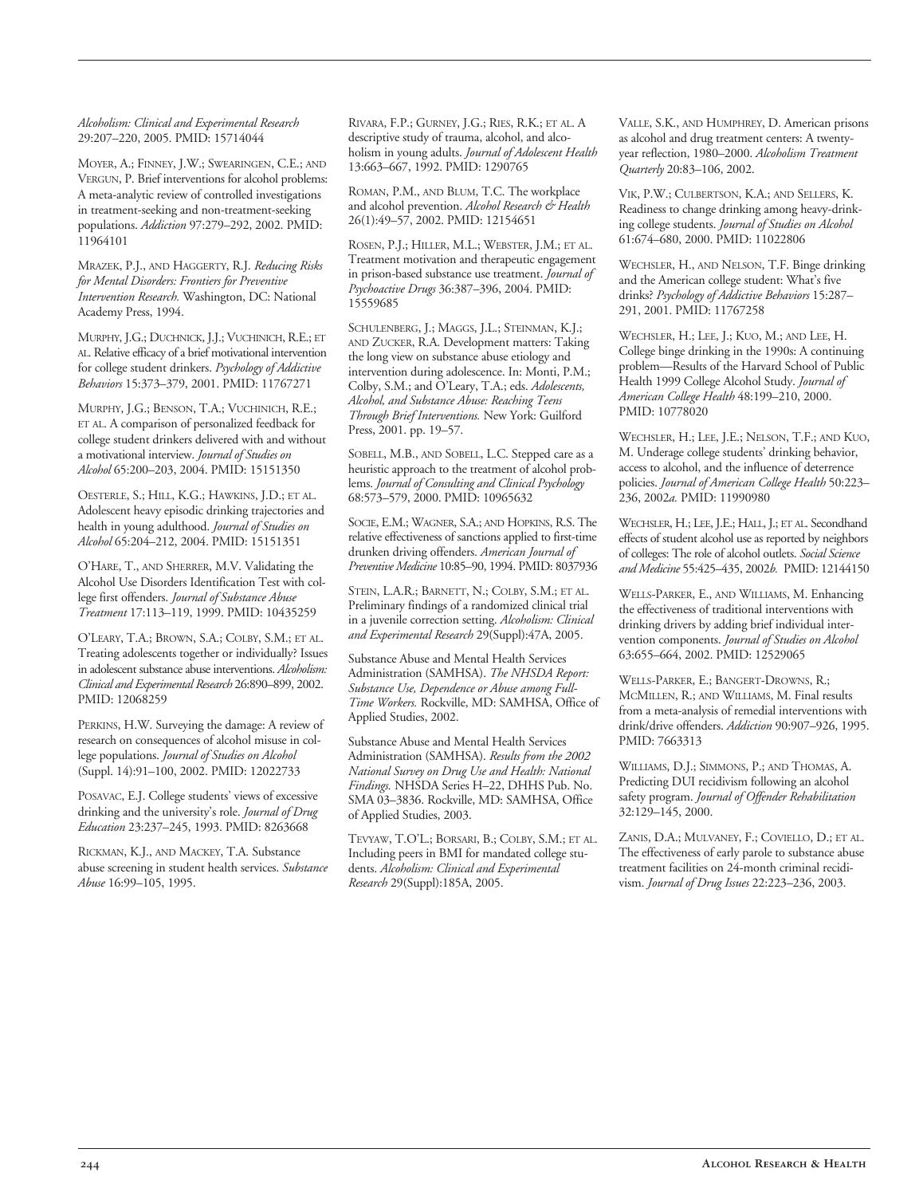*Alcoholism: Clinical and Experimental Research* 29:207–220, 2005. PMID: 15714044

Moyer, A.; Finney, J.W.; Swearingen, C.E.; and Vergun, P. Brief interventions for alcohol problems: A meta-analytic review of controlled investigations in treatment-seeking and non-treatment-seeking populations. *Addiction* 97:279–292, 2002. PMID: 11964101

Mrazek, P.J., and Haggerty, R.J. *Reducing Risks for Mental Disorders: Frontiers for Preventive Intervention Research.* Washington, DC: National Academy Press, 1994.

Murphy, J.G.; Duchnick, J.J.; Vuchinich, R.E.; et al. Relative efficacy of a brief motivational intervention for college student drinkers. *Psychology of Addictive Behaviors* 15:373–379, 2001. PMID: 11767271

Murphy, J.G.; Benson, T.A.; Vuchinich, R.E.; et al. A comparison of personalized feedback for college student drinkers delivered with and without a motivational interview. *Journal of Studies on Alcohol* 65:200–203, 2004. PMID: 15151350

Oesterle, S.; Hill, K.G.; Hawkins, J.D.; et al. Adolescent heavy episodic drinking trajectories and health in young adulthood. *Journal of Studies on Alcohol* 65:204–212, 2004. PMID: 15151351

O'Hare, T., and Sherrer, M.V. Validating the Alcohol Use Disorders Identification Test with college first offenders. *Journal of Substance Abuse Treatment* 17:113–119, 1999. PMID: 10435259

O'Leary, T.A.; Brown, S.A.; Colby, S.M.; et al. Treating adolescents together or individually? Issues in adolescent substance abuse interventions. *Alcoholism: Clinical and Experimental Research* 26:890–899, 2002. PMID: 12068259

Perkins, H.W. Surveying the damage: A review of research on consequences of alcohol misuse in college populations. *Journal of Studies on Alcohol* (Suppl. 14):91–100, 2002. PMID: 12022733

Posavac, E.J. College students' views of excessive drinking and the university's role. *Journal of Drug Education* 23:237–245, 1993. PMID: 8263668

Rickman, K.J., and Mackey, T.A. Substance abuse screening in student health services. *Substance Abuse* 16:99–105, 1995.

Rivara, F.P.; Gurney, J.G.; Ries, R.K.; et al. A descriptive study of trauma, alcohol, and alcoholism in young adults. *Journal of Adolescent Health* 13:663–667, 1992. PMID: 1290765

Roman, P.M., and Blum, T.C. The workplace and alcohol prevention. *Alcohol Research & Health* 26(1):49–57, 2002. PMID: 12154651

Rosen, P.J.; Hiller, M.L.; Webster, J.M.; et al. Treatment motivation and therapeutic engagement in prison-based substance use treatment. *Journal of Psychoactive Drugs* 36:387–396, 2004. PMID: 15559685

Schulenberg, J.; Maggs, J.L.; Steinman, K.J.; and Zucker, R.A. Development matters: Taking the long view on substance abuse etiology and intervention during adolescence. In: Monti, P.M.; Colby, S.M.; and O'Leary, T.A.; eds. *Adolescents, Alcohol, and Substance Abuse: Reaching Teens Through Brief Interventions.* New York: Guilford Press, 2001. pp. 19–57.

Sobell, M.B., and Sobell, L.C. Stepped care as a heuristic approach to the treatment of alcohol problems. *Journal of Consulting and Clinical Psychology* 68:573–579, 2000. PMID: 10965632

Socie, E.M.; Wagner, S.A.; and Hopkins, R.S. The relative effectiveness of sanctions applied to first-time drunken driving offenders. *American Journal of Preventive Medicine* 10:85–90, 1994. PMID: 8037936

Stein, L.A.R.; Barnett, N.; Colby, S.M.; et al. Preliminary findings of a randomized clinical trial in a juvenile correction setting. *Alcoholism: Clinical and Experimental Research* 29(Suppl):47A, 2005.

Substance Abuse and Mental Health Services Administration (SAMHSA). *The NHSDA Report: Substance Use, Dependence or Abuse among Full-Time Workers.* Rockville, MD: SAMHSA, Office of Applied Studies, 2002.

Substance Abuse and Mental Health Services Administration (SAMHSA). *Results from the 2002 National Survey on Drug Use and Health: National Findings.* NHSDA Series H–22, DHHS Pub. No. SMA 03–3836. Rockville, MD: SAMHSA, Office of Applied Studies, 2003.

Tevyaw, T.O'L.; Borsari, B.; Colby, S.M.; et al. Including peers in BMI for mandated college students. *Alcoholism: Clinical and Experimental Research* 29(Suppl):185A, 2005.

Valle, S.K., and Humphrey, D. American prisons as alcohol and drug treatment centers: A twenty-year reflection, 1980–2000. *Alcoholism Treatment Quarterly* 20:83–106, 2002.

Vik, P.W.; Culbertson, K.A.; and Sellers, K. Readiness to change drinking among heavy-drinking college students. *Journal of Studies on Alcohol* 61:674–680, 2000. PMID: 11022806

Wechsler, H., and Nelson, T.F. Binge drinking and the American college student: What's five drinks? *Psychology of Addictive Behaviors* 15:287–291, 2001. PMID: 11767258

Wechsler, H.; Lee, J.; Kuo, M.; and Lee, H. College binge drinking in the 1990s: A continuing problem—Results of the Harvard School of Public Health 1999 College Alcohol Study. *Journal of American College Health* 48:199–210, 2000. PMID: 10778020

Wechsler, H.; Lee, J.E.; Nelson, T.F.; and Kuo, M. Underage college students' drinking behavior, access to alcohol, and the influence of deterrence policies. *Journal of American College Health* 50:223–236, 2002*a*. PMID: 11990980

Wechsler, H.; Lee, J.E.; Hall, J.; et al. Secondhand effects of student alcohol use as reported by neighbors of colleges: The role of alcohol outlets. *Social Science and Medicine* 55:425–435, 2002*b*. PMID: 12144150

Wells-Parker, E., and Williams, M. Enhancing the effectiveness of traditional interventions with drinking drivers by adding brief individual intervention components. *Journal of Studies on Alcohol* 63:655–664, 2002. PMID: 12529065

Wells-Parker, E.; Bangert-Drowns, R.; McMillen, R.; and Williams, M. Final results from a meta-analysis of remedial interventions with drink/drive offenders. *Addiction* 90:907–926, 1995. PMID: 7663313

Williams, D.J.; Simmons, P.; and Thomas, A. Predicting DUI recidivism following an alcohol safety program. *Journal of Offender Rehabilitation* 32:129–145, 2000.

Zanis, D.A.; Mulvaney, F.; Coviello, D.; et al. The effectiveness of early parole to substance abuse treatment facilities on 24-month criminal recidivism. *Journal of Drug Issues* 22:223–236, 2003.